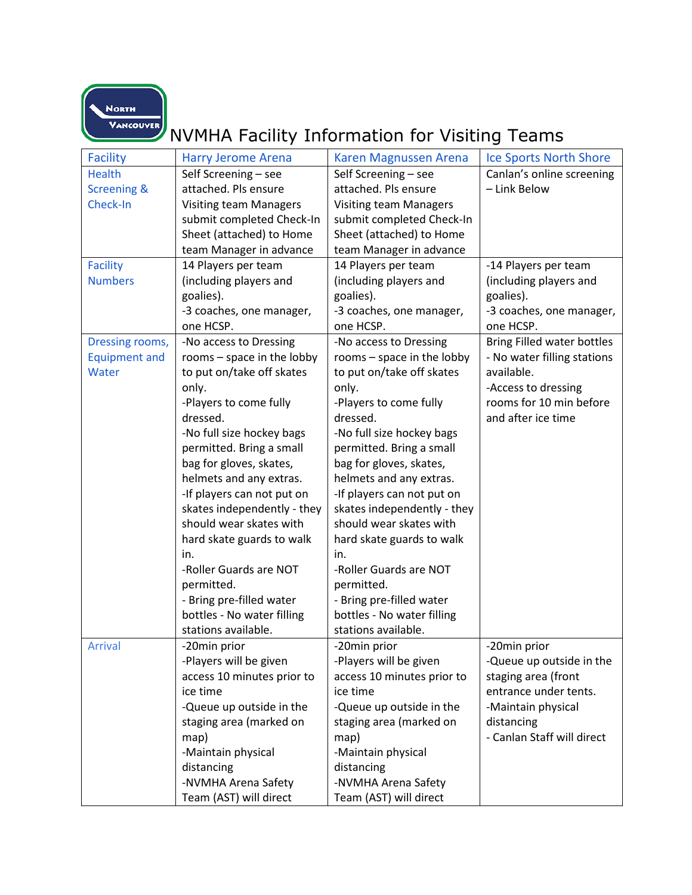# NVMHA Facility Information for Visiting Teams

| Facility | Harry Jerome Arena | Karen Magnussen Arena | Ice Sports North Shore |
|---|---|---|---|
| Health Screening & Check-In | Self Screening – see attached. Pls ensure Visiting team Managers submit completed Check-In Sheet (attached) to Home team Manager in advance | Self Screening – see attached. Pls ensure Visiting team Managers submit completed Check-In Sheet (attached) to Home team Manager in advance | Canlan's online screening – Link Below |
| Facility Numbers | 14 Players per team (including players and goalies).<br>-3 coaches, one manager, one HCSP. | 14 Players per team (including players and goalies).<br>-3 coaches, one manager, one HCSP. | -14 Players per team (including players and goalies).<br>-3 coaches, one manager, one HCSP. |
| Dressing rooms, Equipment and Water | -No access to Dressing rooms – space in the lobby to put on/take off skates only.<br>-Players to come fully dressed.<br>-No full size hockey bags permitted. Bring a small bag for gloves, skates, helmets and any extras.<br>-If players can not put on skates independently - they should wear skates with hard skate guards to walk in.<br>-Roller Guards are NOT permitted.<br>- Bring pre-filled water bottles - No water filling stations available. | -No access to Dressing rooms – space in the lobby to put on/take off skates only.<br>-Players to come fully dressed.<br>-No full size hockey bags permitted. Bring a small bag for gloves, skates, helmets and any extras.<br>-If players can not put on skates independently - they should wear skates with hard skate guards to walk in.<br>-Roller Guards are NOT permitted.<br>- Bring pre-filled water bottles - No water filling stations available. | Bring Filled water bottles - No water filling stations available.<br>-Access to dressing rooms for 10 min before and after ice time |
| Arrival | -20min prior<br>-Players will be given access 10 minutes prior to ice time<br>-Queue up outside in the staging area (marked on map)<br>-Maintain physical distancing<br>-NVMHA Arena Safety Team (AST) will direct | -20min prior<br>-Players will be given access 10 minutes prior to ice time<br>-Queue up outside in the staging area (marked on map)<br>-Maintain physical distancing<br>-NVMHA Arena Safety Team (AST) will direct | -20min prior<br>-Queue up outside in the staging area (front entrance under tents.<br>-Maintain physical distancing<br>- Canlan Staff will direct |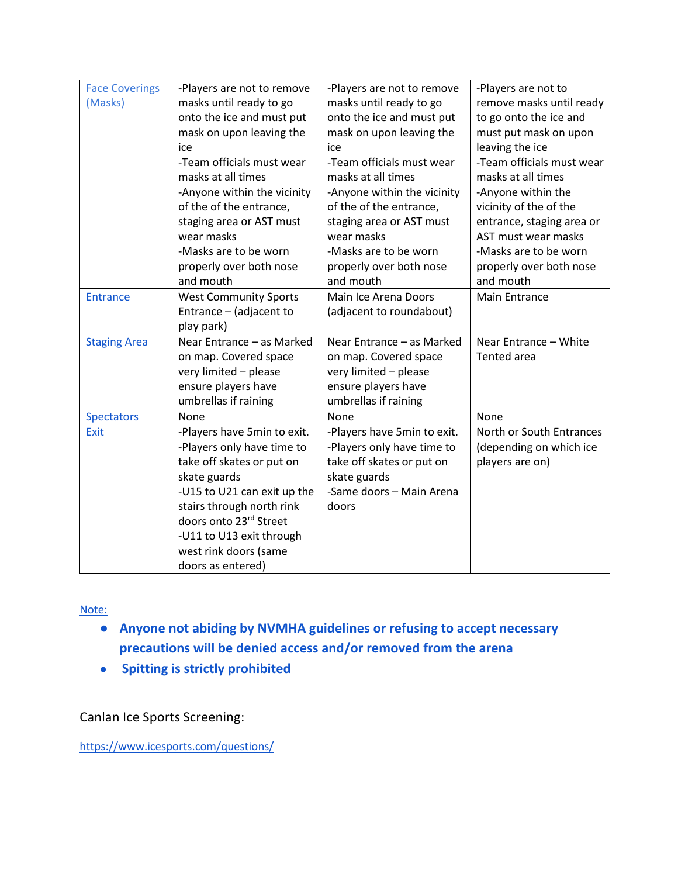| Face Coverings (Masks) | -Players are not to remove masks until ready to go onto the ice and must put mask on upon leaving the ice<br>-Team officials must wear masks at all times<br>-Anyone within the vicinity of the of the entrance, staging area or AST must wear masks<br>-Masks are to be worn properly over both nose and mouth | -Players are not to remove masks until ready to go onto the ice and must put mask on upon leaving the ice<br>-Team officials must wear masks at all times<br>-Anyone within the vicinity of the of the entrance, staging area or AST must wear masks<br>-Masks are to be worn properly over both nose and mouth | -Players are not to remove masks until ready to go onto the ice and must put mask on upon leaving the ice<br>-Team officials must wear masks at all times<br>-Anyone within the vicinity of the of the entrance, staging area or AST must wear masks<br>-Masks are to be worn properly over both nose and mouth |
|---|---|---|---|
| Entrance | West Community Sports Entrance – (adjacent to play park) | Main Ice Arena Doors (adjacent to roundabout) | Main Entrance |
| Staging Area | Near Entrance – as Marked on map. Covered space very limited – please ensure players have umbrellas if raining | Near Entrance – as Marked on map. Covered space very limited – please ensure players have umbrellas if raining | Near Entrance – White Tented area |
| Spectators | None | None | None |
| Exit | -Players have 5min to exit.<br>-Players only have time to take off skates or put on skate guards<br>-U15 to U21 can exit up the stairs through north rink doors onto 23rd Street<br>-U11 to U13 exit through west rink doors (same doors as entered) | -Players have 5min to exit.<br>-Players only have time to take off skates or put on skate guards<br>-Same doors – Main Arena doors | North or South Entrances (depending on which ice players are on) |

Note:

- **Anyone not abiding by NVMHA guidelines or refusing to accept necessary precautions will be denied access and/or removed from the arena**
- **Spitting is strictly prohibited**

Canlan Ice Sports Screening:

https://www.icesports.com/questions/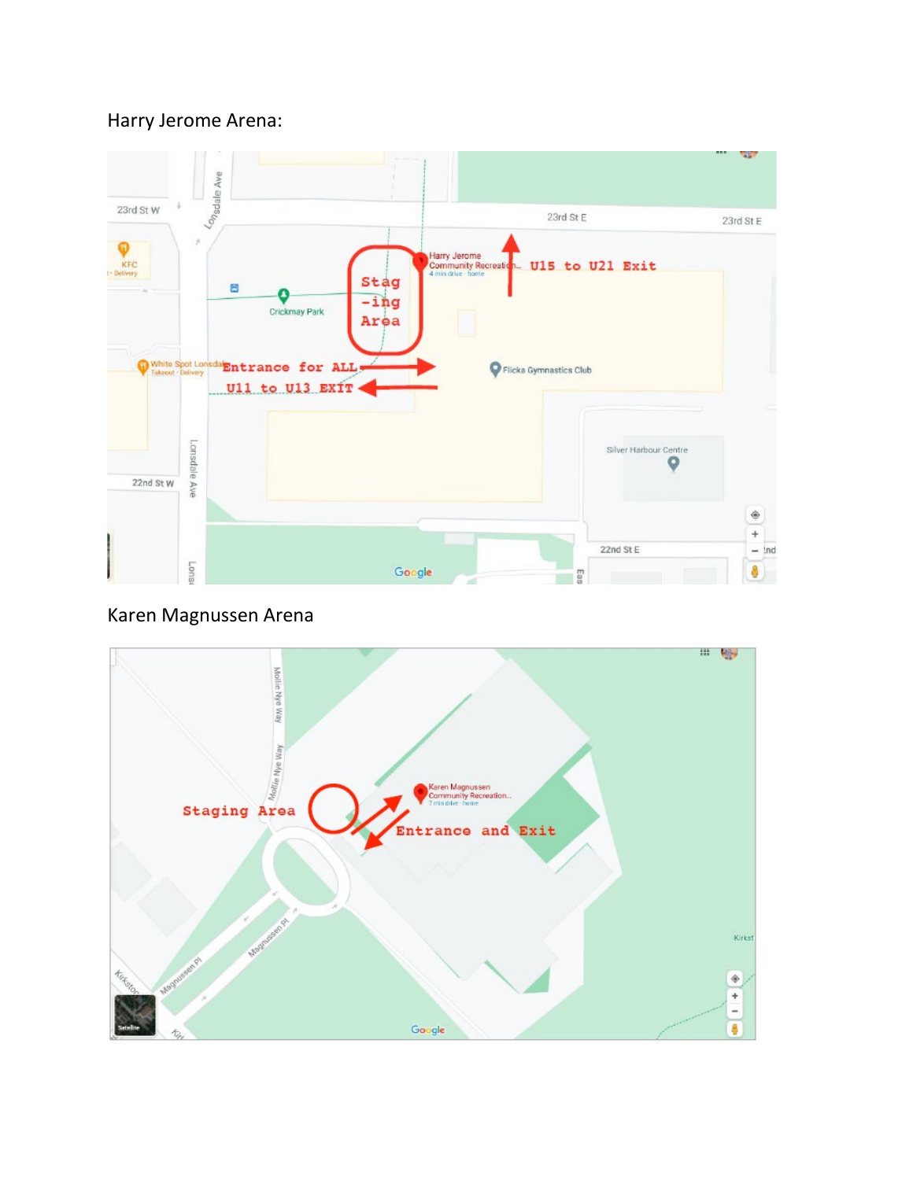Harry Jerome Arena:

Karen Magnussen Arena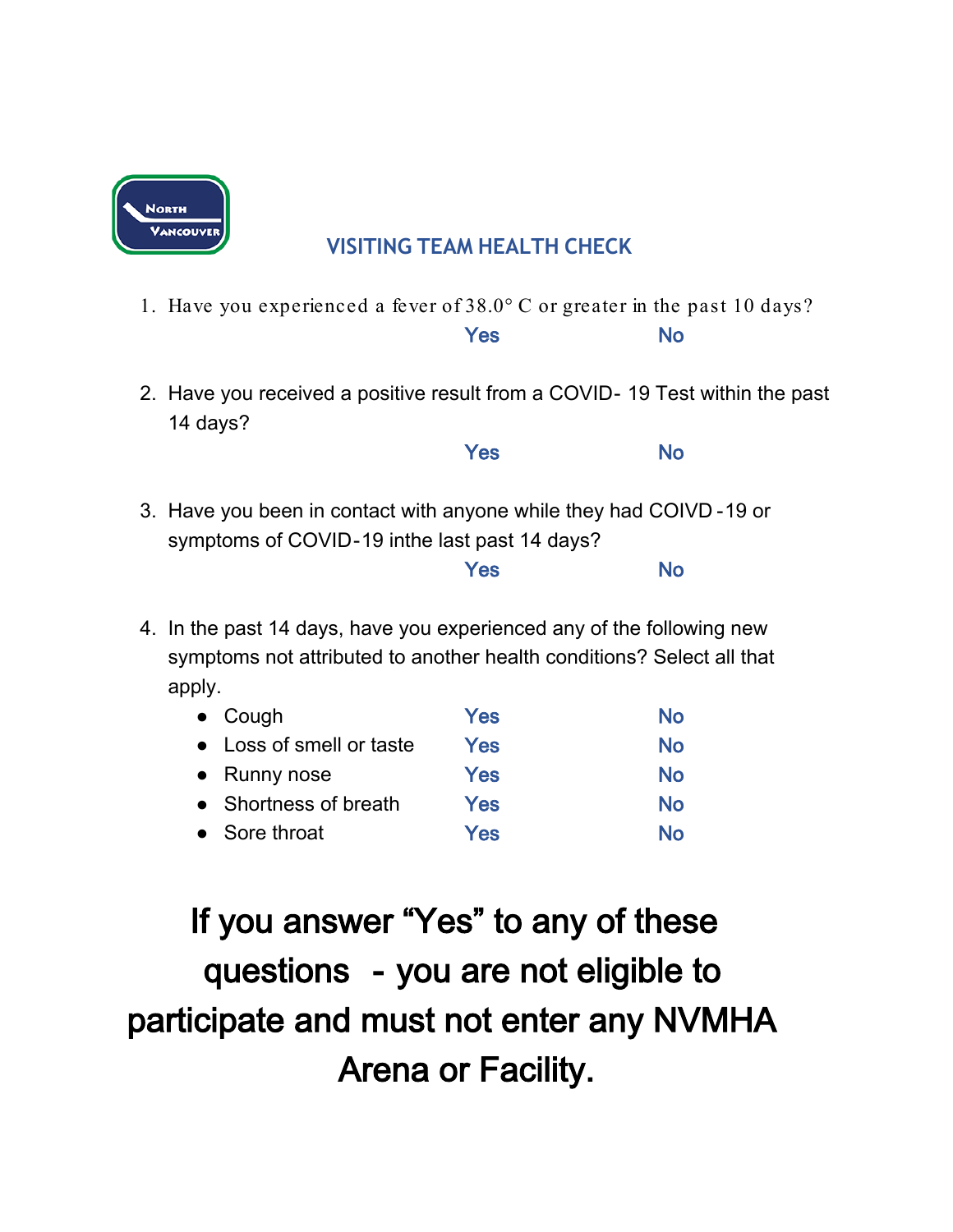North Vancouver

# VISITING TEAM HEALTH CHECK

1. Have you experienced a fever of 38.0° C or greater in the past 10 days?

   Yes No

2. Have you received a positive result from a COVID- 19 Test within the past 14 days?

   Yes No

3. Have you been in contact with anyone while they had COIVD -19 or symptoms of COVID-19 inthe last past 14 days?

   Yes No

4. In the past 14 days, have you experienced any of the following new symptoms not attributed to another health conditions? Select all that apply.

| | | |
|---|---|---|
| Cough | Yes | No |
| Loss of smell or taste | Yes | No |
| Runny nose | Yes | No |
| Shortness of breath | Yes | No |
| Sore throat | Yes | No |

## If you answer “Yes” to any of these questions - you are not eligible to participate and must not enter any NVMHA Arena or Facility.